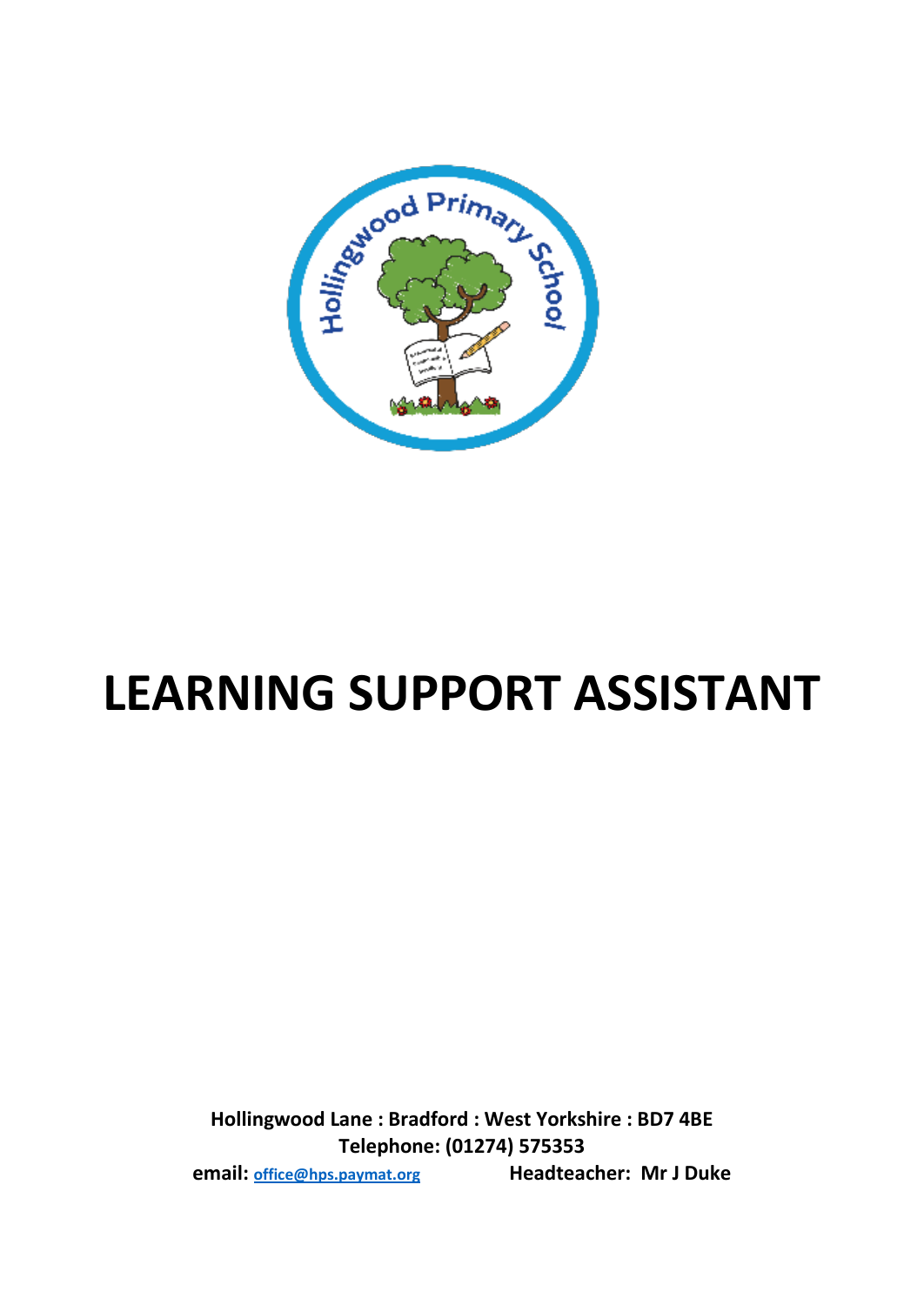# LEARNING SUPPORT ASSISTANT

**Hollingwood Lane : Bradford : West Yorkshire : BD7 4BE**
**Telephone: (01274) 575353**
**email: office@hps.paymat.org** **Headteacher: Mr J Duke**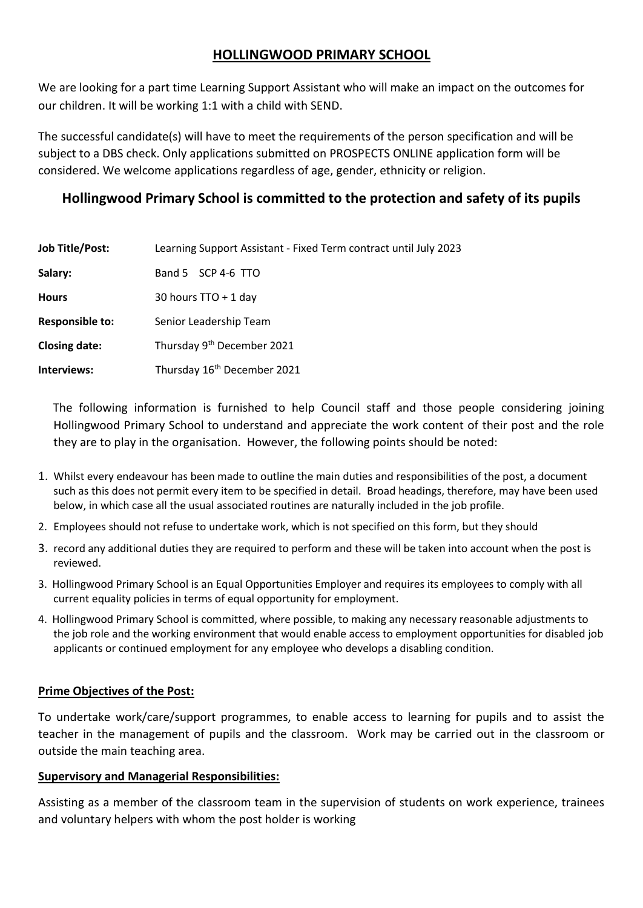# HOLLINGWOOD PRIMARY SCHOOL

We are looking for a part time Learning Support Assistant who will make an impact on the outcomes for our children. It will be working 1:1 with a child with SEND.

The successful candidate(s) will have to meet the requirements of the person specification and will be subject to a DBS check. Only applications submitted on PROSPECTS ONLINE application form will be considered. We welcome applications regardless of age, gender, ethnicity or religion.

## Hollingwood Primary School is committed to the protection and safety of its pupils

| | |
|---|---|
| **Job Title/Post:** | Learning Support Assistant - Fixed Term contract until July 2023 |
| **Salary:** | Band 5 SCP 4-6 TTO |
| **Hours** | 30 hours TTO + 1 day |
| **Responsible to:** | Senior Leadership Team |
| **Closing date:** | Thursday 9th December 2021 |
| **Interviews:** | Thursday 16th December 2021 |

The following information is furnished to help Council staff and those people considering joining Hollingwood Primary School to understand and appreciate the work content of their post and the role they are to play in the organisation. However, the following points should be noted:

1. Whilst every endeavour has been made to outline the main duties and responsibilities of the post, a document such as this does not permit every item to be specified in detail. Broad headings, therefore, may have been used below, in which case all the usual associated routines are naturally included in the job profile.
2. Employees should not refuse to undertake work, which is not specified on this form, but they should
3. record any additional duties they are required to perform and these will be taken into account when the post is reviewed.
3. Hollingwood Primary School is an Equal Opportunities Employer and requires its employees to comply with all current equality policies in terms of equal opportunity for employment.
4. Hollingwood Primary School is committed, where possible, to making any necessary reasonable adjustments to the job role and the working environment that would enable access to employment opportunities for disabled job applicants or continued employment for any employee who develops a disabling condition.

**Prime Objectives of the Post:**

To undertake work/care/support programmes, to enable access to learning for pupils and to assist the teacher in the management of pupils and the classroom. Work may be carried out in the classroom or outside the main teaching area.

**Supervisory and Managerial Responsibilities:**

Assisting as a member of the classroom team in the supervision of students on work experience, trainees and voluntary helpers with whom the post holder is working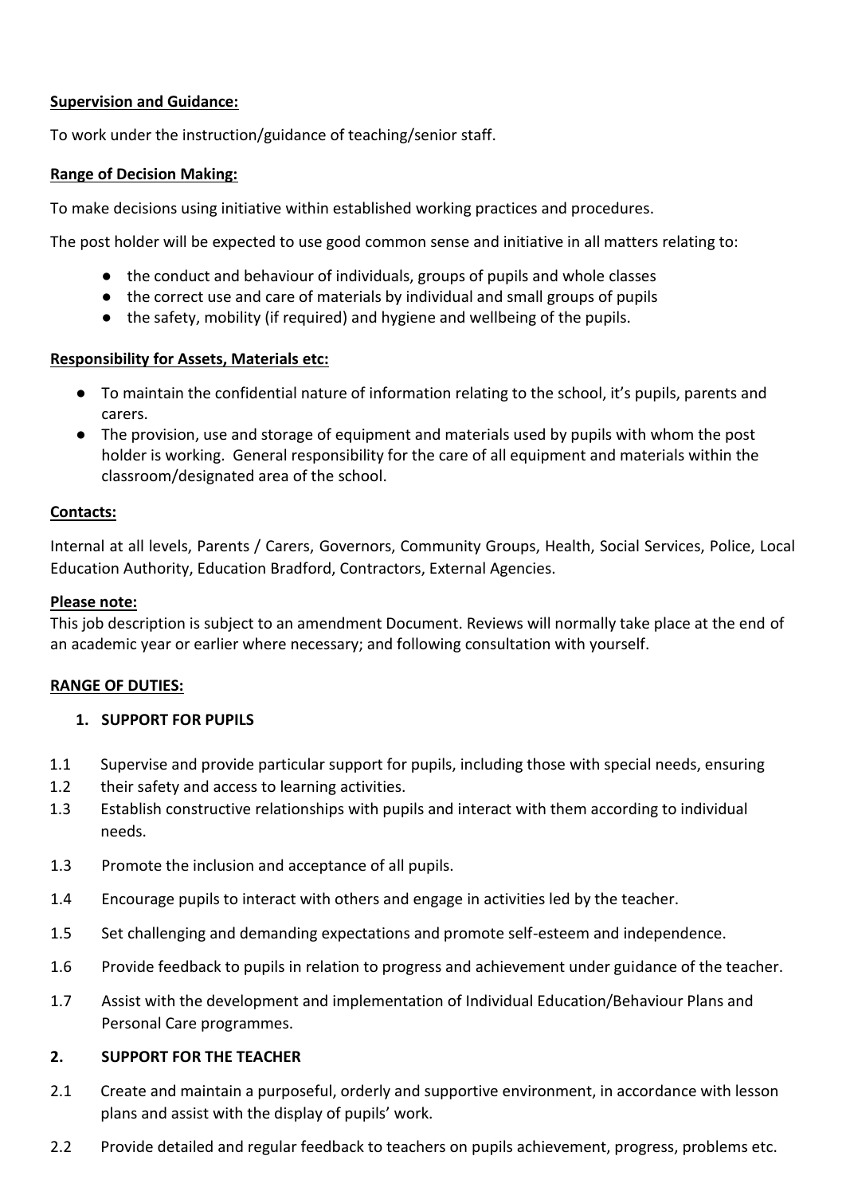**Supervision and Guidance:**

To work under the instruction/guidance of teaching/senior staff.

**Range of Decision Making:**

To make decisions using initiative within established working practices and procedures.

The post holder will be expected to use good common sense and initiative in all matters relating to:

- the conduct and behaviour of individuals, groups of pupils and whole classes
- the correct use and care of materials by individual and small groups of pupils
- the safety, mobility (if required) and hygiene and wellbeing of the pupils.

**Responsibility for Assets, Materials etc:**

- To maintain the confidential nature of information relating to the school, it's pupils, parents and carers.
- The provision, use and storage of equipment and materials used by pupils with whom the post holder is working. General responsibility for the care of all equipment and materials within the classroom/designated area of the school.

**Contacts:**

Internal at all levels, Parents / Carers, Governors, Community Groups, Health, Social Services, Police, Local Education Authority, Education Bradford, Contractors, External Agencies.

**Please note:**
This job description is subject to an amendment Document. Reviews will normally take place at the end of an academic year or earlier where necessary; and following consultation with yourself.

**RANGE OF DUTIES:**

**1. SUPPORT FOR PUPILS**

1.1 Supervise and provide particular support for pupils, including those with special needs, ensuring
1.2 their safety and access to learning activities.
1.3 Establish constructive relationships with pupils and interact with them according to individual needs.

1.3 Promote the inclusion and acceptance of all pupils.

1.4 Encourage pupils to interact with others and engage in activities led by the teacher.

1.5 Set challenging and demanding expectations and promote self-esteem and independence.

1.6 Provide feedback to pupils in relation to progress and achievement under guidance of the teacher.

1.7 Assist with the development and implementation of Individual Education/Behaviour Plans and Personal Care programmes.

**2. SUPPORT FOR THE TEACHER**

2.1 Create and maintain a purposeful, orderly and supportive environment, in accordance with lesson plans and assist with the display of pupils' work.

2.2 Provide detailed and regular feedback to teachers on pupils achievement, progress, problems etc.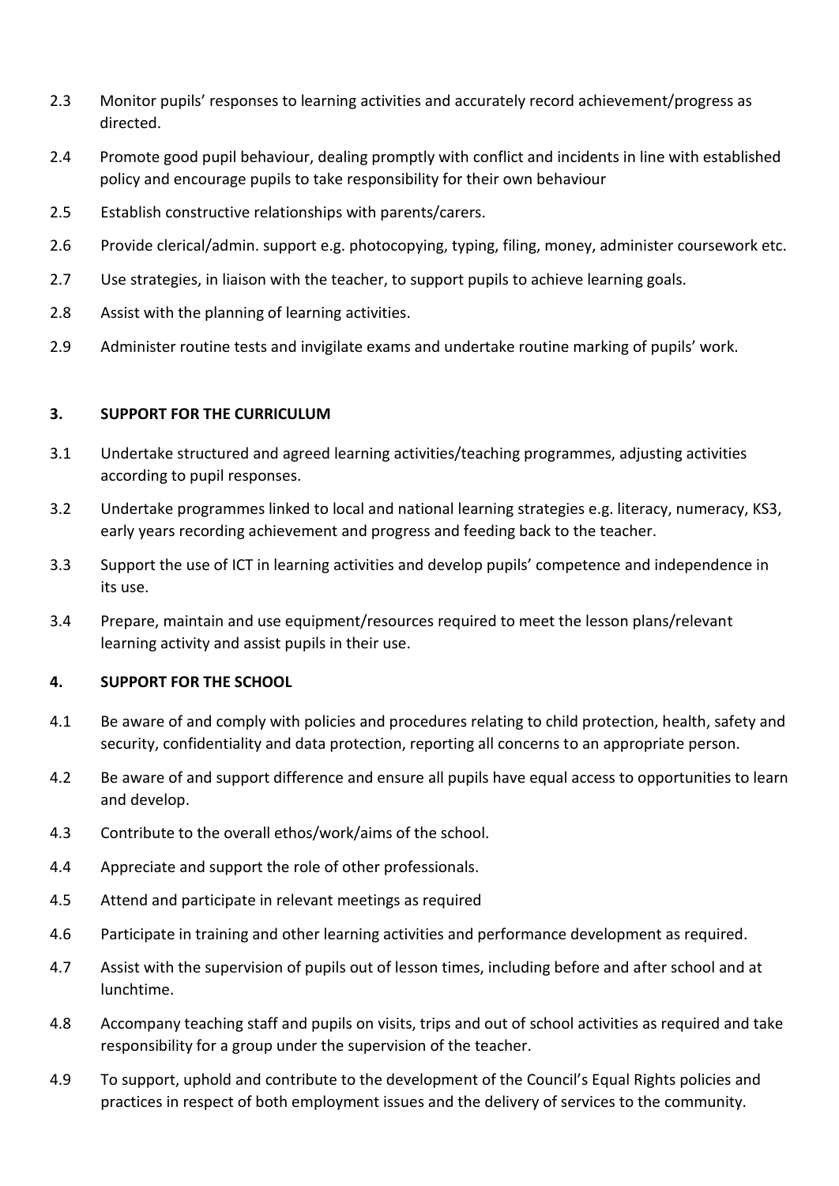2.3 Monitor pupils' responses to learning activities and accurately record achievement/progress as directed.

2.4 Promote good pupil behaviour, dealing promptly with conflict and incidents in line with established policy and encourage pupils to take responsibility for their own behaviour

2.5 Establish constructive relationships with parents/carers.

2.6 Provide clerical/admin. support e.g. photocopying, typing, filing, money, administer coursework etc.

2.7 Use strategies, in liaison with the teacher, to support pupils to achieve learning goals.

2.8 Assist with the planning of learning activities.

2.9 Administer routine tests and invigilate exams and undertake routine marking of pupils' work.

**3. SUPPORT FOR THE CURRICULUM**

3.1 Undertake structured and agreed learning activities/teaching programmes, adjusting activities according to pupil responses.

3.2 Undertake programmes linked to local and national learning strategies e.g. literacy, numeracy, KS3, early years recording achievement and progress and feeding back to the teacher.

3.3 Support the use of ICT in learning activities and develop pupils' competence and independence in its use.

3.4 Prepare, maintain and use equipment/resources required to meet the lesson plans/relevant learning activity and assist pupils in their use.

**4. SUPPORT FOR THE SCHOOL**

4.1 Be aware of and comply with policies and procedures relating to child protection, health, safety and security, confidentiality and data protection, reporting all concerns to an appropriate person.

4.2 Be aware of and support difference and ensure all pupils have equal access to opportunities to learn and develop.

4.3 Contribute to the overall ethos/work/aims of the school.

4.4 Appreciate and support the role of other professionals.

4.5 Attend and participate in relevant meetings as required

4.6 Participate in training and other learning activities and performance development as required.

4.7 Assist with the supervision of pupils out of lesson times, including before and after school and at lunchtime.

4.8 Accompany teaching staff and pupils on visits, trips and out of school activities as required and take responsibility for a group under the supervision of the teacher.

4.9 To support, uphold and contribute to the development of the Council's Equal Rights policies and practices in respect of both employment issues and the delivery of services to the community.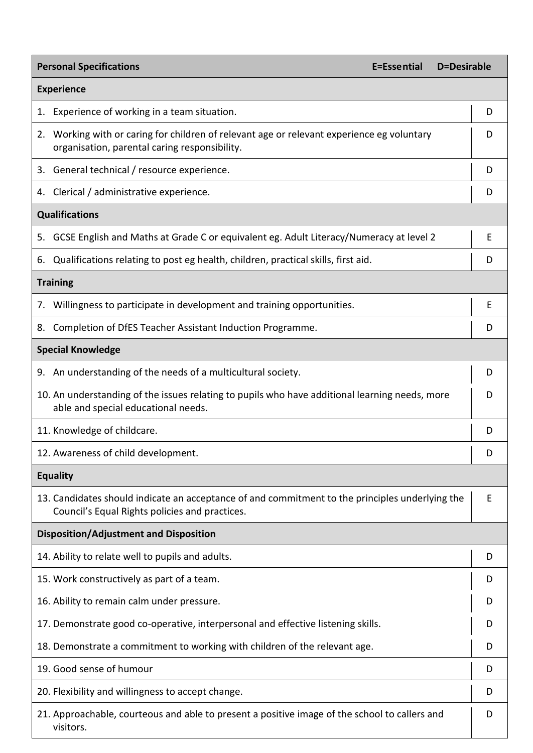| Personal Specifications E=Essential D=Desirable | |
|---|---|
| **Experience** | |
| 1. Experience of working in a team situation. | D |
| 2. Working with or caring for children of relevant age or relevant experience eg voluntary organisation, parental caring responsibility. | D |
| 3. General technical / resource experience. | D |
| 4. Clerical / administrative experience. | D |
| **Qualifications** | |
| 5. GCSE English and Maths at Grade C or equivalent eg. Adult Literacy/Numeracy at level 2 | E |
| 6. Qualifications relating to post eg health, children, practical skills, first aid. | D |
| **Training** | |
| 7. Willingness to participate in development and training opportunities. | E |
| 8. Completion of DfES Teacher Assistant Induction Programme. | D |
| **Special Knowledge** | |
| 9. An understanding of the needs of a multicultural society. | D |
| 10. An understanding of the issues relating to pupils who have additional learning needs, more able and special educational needs. | D |
| 11. Knowledge of childcare. | D |
| 12. Awareness of child development. | D |
| **Equality** | |
| 13. Candidates should indicate an acceptance of and commitment to the principles underlying the Council's Equal Rights policies and practices. | E |
| **Disposition/Adjustment and Disposition** | |
| 14. Ability to relate well to pupils and adults. | D |
| 15. Work constructively as part of a team. | D |
| 16. Ability to remain calm under pressure. | D |
| 17. Demonstrate good co-operative, interpersonal and effective listening skills. | D |
| 18. Demonstrate a commitment to working with children of the relevant age. | D |
| 19. Good sense of humour | D |
| 20. Flexibility and willingness to accept change. | D |
| 21. Approachable, courteous and able to present a positive image of the school to callers and visitors. | D |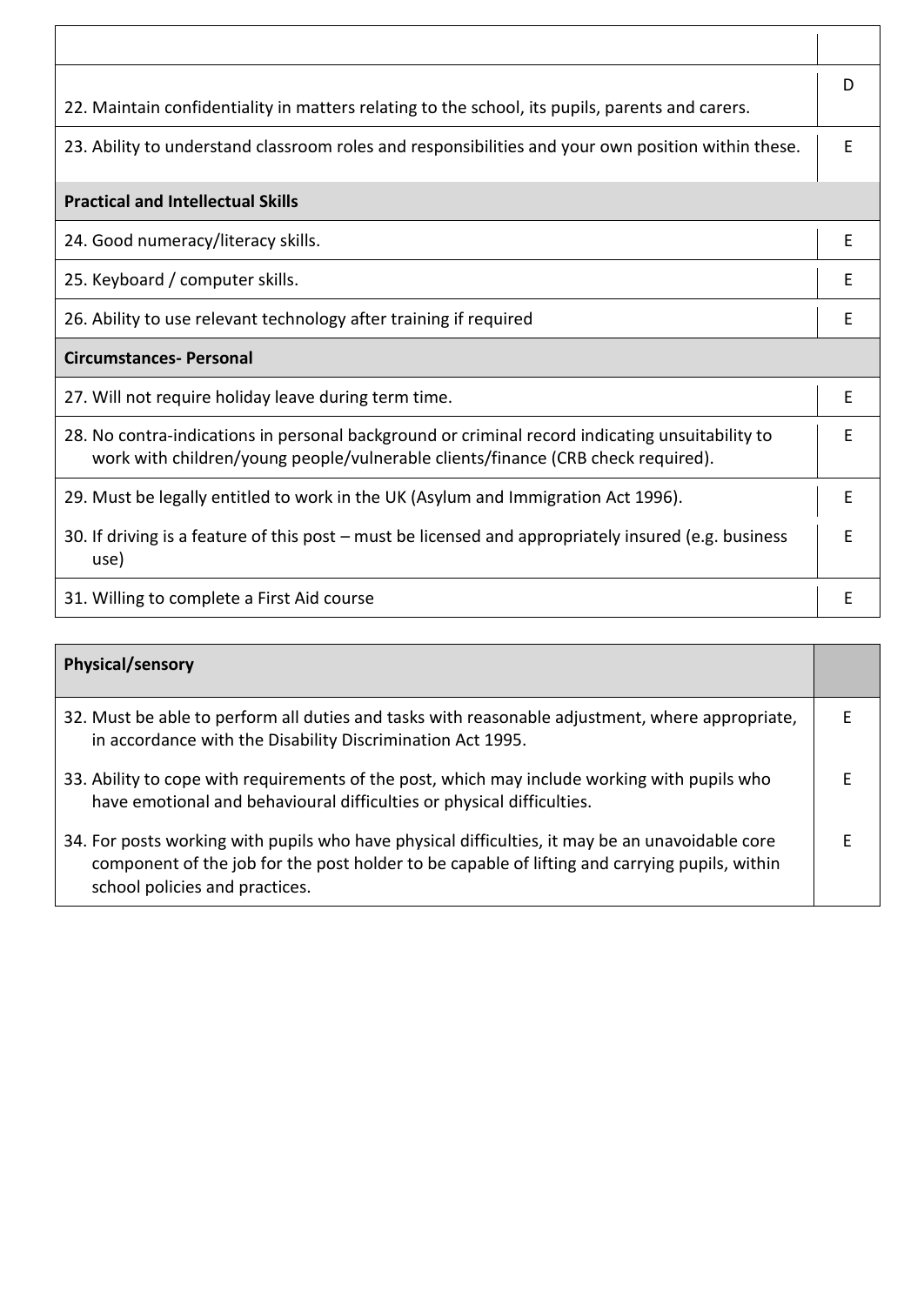| | |
|---|---|
| | |
| 22. Maintain confidentiality in matters relating to the school, its pupils, parents and carers. | D |
| 23. Ability to understand classroom roles and responsibilities and your own position within these. | E |
| **Practical and Intellectual Skills** | |
| 24. Good numeracy/literacy skills. | E |
| 25. Keyboard / computer skills. | E |
| 26. Ability to use relevant technology after training if required | E |
| **Circumstances- Personal** | |
| 27. Will not require holiday leave during term time. | E |
| 28. No contra-indications in personal background or criminal record indicating unsuitability to work with children/young people/vulnerable clients/finance (CRB check required). | E |
| 29. Must be legally entitled to work in the UK (Asylum and Immigration Act 1996). | E |
| 30. If driving is a feature of this post – must be licensed and appropriately insured (e.g. business use) | E |
| 31. Willing to complete a First Aid course | E |

| **Physical/sensory** | |
|---|---|
| 32. Must be able to perform all duties and tasks with reasonable adjustment, where appropriate, in accordance with the Disability Discrimination Act 1995. | E |
| 33. Ability to cope with requirements of the post, which may include working with pupils who have emotional and behavioural difficulties or physical difficulties. | E |
| 34. For posts working with pupils who have physical difficulties, it may be an unavoidable core component of the job for the post holder to be capable of lifting and carrying pupils, within school policies and practices. | E |